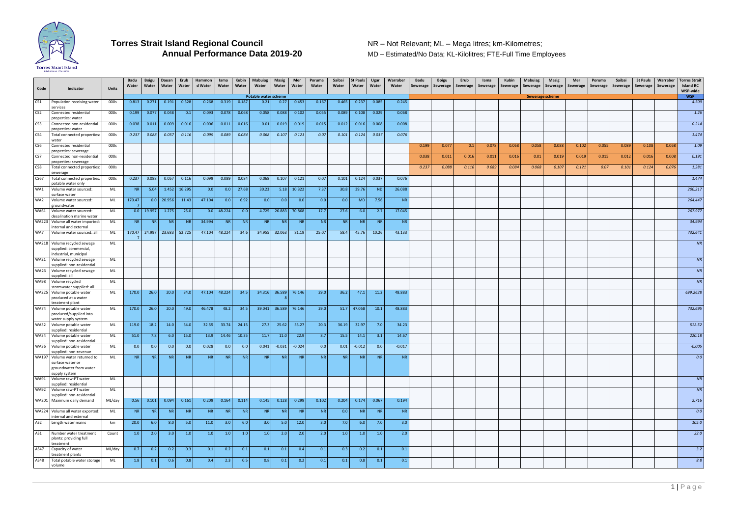# Torres Strait Island Regional Council
## Annual Performance Data 2019-20

NR – Not Relevant; ML – Mega litres; km-Kilometres;
MD – Estimated/No Data; KL-Kilolitres; FTE-Full Time Employees

| Code | Indicator | Units | Badu Water | Boigu Water | Dauan Water | Erub Water | Hammond Water | Iama Water | Kubin Water | Mabuiag Water | Masig Water | Mer Water | Poruma Water | Saibai Water | St Pauls Water | Ugar Water | Warraber Water | Badu Sewerage | Boigu Sewerage | Erub Sewerage | Iama Sewerage | Kubin Sewerage | Mabuiag Sewerage | Masig Sewerage | Mer Sewerage | Poruma Sewerage | Saibai Sewerage | St Pauls Sewerage | Warraber Sewerage | Torres Strait Island RC WSP-wide |
|---|---|---|---|---|---|---|---|---|---|---|---|---|---|---|---|---|---|---|---|---|---|---|---|---|---|---|---|---|---|---|
| | | | Potable water scheme | | | | | | | | | | | | | | | Sewerage scheme | | | | | | | | | | | | WSP |
| CS1 | Population receiving water services | 000s | 0.813 | 0.271 | 0.191 | 0.328 | 0.268 | 0.319 | 0.187 | 0.21 | 0.27 | 0.453 | 0.167 | 0.465 | 0.237 | 0.085 | 0.245 | | | | | | | | | | | | | 4.509 |
| CS2 | Connected residential properties: water | 000s | 0.199 | 0.077 | 0.048 | 0.1 | 0.093 | 0.078 | 0.068 | 0.058 | 0.088 | 0.102 | 0.055 | 0.089 | 0.108 | 0.029 | 0.068 | | | | | | | | | | | | | 1.26 |
| CS3 | Connected non-residential properties: water | 000s | 0.038 | 0.011 | 0.009 | 0.016 | 0.006 | 0.011 | 0.016 | 0.01 | 0.019 | 0.019 | 0.015 | 0.012 | 0.016 | 0.008 | 0.008 | | | | | | | | | | | | | 0.214 |
| CS4 | Total connected properties: water | 000s | 0.237 | 0.088 | 0.057 | 0.116 | 0.099 | 0.089 | 0.084 | 0.068 | 0.107 | 0.121 | 0.07 | 0.101 | 0.124 | 0.037 | 0.076 | | | | | | | | | | | | | 1.474 |
| CS6 | Connected residential properties: sewerage | 000s | | | | | | | | | | | | | | | | 0.199 | 0.077 | 0.1 | 0.078 | 0.068 | 0.058 | 0.088 | 0.102 | 0.055 | 0.089 | 0.108 | 0.068 | 1.09 |
| CS7 | Connected non-residential properties: sewerage | 000s | | | | | | | | | | | | | | | | 0.038 | 0.011 | 0.016 | 0.011 | 0.016 | 0.01 | 0.019 | 0.019 | 0.015 | 0.012 | 0.016 | 0.008 | 0.191 |
| CS8 | Total connected properties: sewerage | 000s | | | | | | | | | | | | | | | | 0.237 | 0.088 | 0.116 | 0.089 | 0.084 | 0.068 | 0.107 | 0.121 | 0.07 | 0.101 | 0.124 | 0.076 | 1.281 |
| CS67 | Total connected properties: potable water only | 000s | 0.237 | 0.088 | 0.057 | 0.116 | 0.099 | 0.089 | 0.084 | 0.068 | 0.107 | 0.121 | 0.07 | 0.101 | 0.124 | 0.037 | 0.076 | | | | | | | | | | | | | 1.474 |
| WA1 | Volume water sourced: surface water | ML | NR | 5.04 | 1.452 | 16.295 | 0.0 | 0.0 | 27.68 | 30.23 | 5.18 | 10.322 | 7.37 | 30.8 | 39.76 | ND | 26.088 | | | | | | | | | | | | | 200.217 |
| WA2 | Volume water sourced: groundwater | ML | 170.477 | 0.0 | 20.956 | 11.43 | 47.104 | 0.0 | 6.92 | 0.0 | 0.0 | 0.0 | 0.0 | 0.0 | MD | 7.56 | NR | | | | | | | | | | | | | 264.447 |
| WA61 | Volume water sourced: desalination marine water | ML | 0.0 | 19.957 | 1.275 | 25.0 | 0.0 | 48.224 | 0.0 | 4.725 | 26.883 | 70.868 | 17.7 | 27.6 | 6.0 | 2.7 | 17.045 | | | | | | | | | | | | | 267.977 |
| WA223 | Volume all water imported: internal and external | ML | NR | NR | NR | NR | 34.994 | NR | NR | NR | NR | NR | NR | NR | NR | NR | NR | | | | | | | | | | | | | 34.994 |
| WA7 | Volume water sourced: all | ML | 170.477 | 24.997 | 23.683 | 52.725 | 47.104 | 48.224 | 34.6 | 34.955 | 32.063 | 81.19 | 25.07 | 58.4 | 45.76 | 10.26 | 43.133 | | | | | | | | | | | | | 732.641 |
| WA218 | Volume recycled sewage supplied: commercial, industrial, municipal | ML | | | | | | | | | | | | | | | | | | | | | | | | | | | | NR |
| WA21 | Volume recycled sewage supplied: non-residential | ML | | | | | | | | | | | | | | | | | | | | | | | | | | | | NR |
| WA26 | Volume recycled sewage supplied: all | ML | | | | | | | | | | | | | | | | | | | | | | | | | | | | NR |
| WA98 | Volume recycled stormwater supplied: all | ML | | | | | | | | | | | | | | | | | | | | | | | | | | | | NR |
| WA225 | Volume potable water produced at a water treatment plant | ML | 170.0 | 26.0 | 20.0 | 34.0 | 47.104 | 48.224 | 34.5 | 34.316 | 36.5898 | 76.146 | 29.0 | 36.2 | 47.1 | 11.2 | 48.883 | | | | | | | | | | | | | 699.2628 |
| WA74 | Volume potable water produced/supplied into water supply system | ML | 170.0 | 26.0 | 20.0 | 49.0 | 46.478 | 48.2 | 34.5 | 39.041 | 36.589 | 76.146 | 29.0 | 51.7 | 47.058 | 10.1 | 48.883 | | | | | | | | | | | | | 732.695 |
| WA32 | Volume potable water supplied: residential | ML | 119.0 | 18.2 | 14.0 | 34.0 | 32.55 | 33.74 | 24.15 | 27.3 | 25.62 | 53.27 | 20.3 | 36.19 | 32.97 | 7.0 | 34.23 | | | | | | | | | | | | | 512.52 |
| WA34 | Volume potable water supplied: non-residential | ML | 51.0 | 7.8 | 6.0 | 15.0 | 13.9 | 14.46 | 10.35 | 11.7 | 11.0 | 22.9 | 8.7 | 15.5 | 14.1 | 3.1 | 14.67 | | | | | | | | | | | | | 220.18 |
| WA36 | Volume potable water supplied: non-revenue | ML | 0.0 | 0.0 | 0.0 | 0.0 | 0.028 | 0.0 | 0.0 | 0.041 | -0.031 | -0.024 | 0.0 | 0.01 | -0.012 | 0.0 | -0.017 | | | | | | | | | | | | | -0.005 |
| WA197 | Volume water returned to surface water or groundwater from water supply system | ML | NR | NR | NR | NR | NR | NR | NR | NR | NR | NR | NR | NR | NR | NR | NR | | | | | | | | | | | | | 0.0 |
| WA91 | Volume raw-PT water supplied: residential | ML | | | | | | | | | | | | | | | | | | | | | | | | | | | | NR |
| WA92 | Volume raw-PT water supplied: non-residential | ML | | | | | | | | | | | | | | | | | | | | | | | | | | | | NR |
| WA201 | Maximum daily demand | ML/day | 0.56 | 0.101 | 0.094 | 0.161 | 0.209 | 0.164 | 0.114 | 0.145 | 0.128 | 0.299 | 0.102 | 0.204 | 0.174 | 0.067 | 0.194 | | | | | | | | | | | | | 2.716 |
| WA224 | Volume all water exported: internal and external | ML | NR | NR | NR | NR | NR | NR | NR | NR | NR | NR | NR | 0.0 | NR | NR | NR | | | | | | | | | | | | | 0.0 |
| AS2 | Length water mains | km | 20.0 | 6.0 | 8.0 | 5.0 | 11.0 | 3.0 | 6.0 | 3.0 | 5.0 | 12.0 | 3.0 | 7.0 | 6.0 | 7.0 | 3.0 | | | | | | | | | | | | | 105.0 |
| AS1 | Number water treatment plants: providing full treatment | Count | 1.0 | 2.0 | 3.0 | 1.0 | 1.0 | 1.0 | 1.0 | 1.0 | 2.0 | 2.0 | 2.0 | 1.0 | 1.0 | 1.0 | 2.0 | | | | | | | | | | | | | 22.0 |
| AS47 | Capacity of water treatment plants | ML/day | 0.7 | 0.2 | 0.2 | 0.3 | 0.1 | 0.2 | 0.1 | 0.1 | 0.1 | 0.4 | 0.1 | 0.3 | 0.2 | 0.1 | 0.1 | | | | | | | | | | | | | 3.2 |
| AS48 | Total potable water storage volume | ML | 1.8 | 0.1 | 0.6 | 0.8 | 0.4 | 2.3 | 0.5 | 0.8 | 0.1 | 0.2 | 0.1 | 0.1 | 0.8 | 0.1 | 0.1 | | | | | | | | | | | | | 8.8 |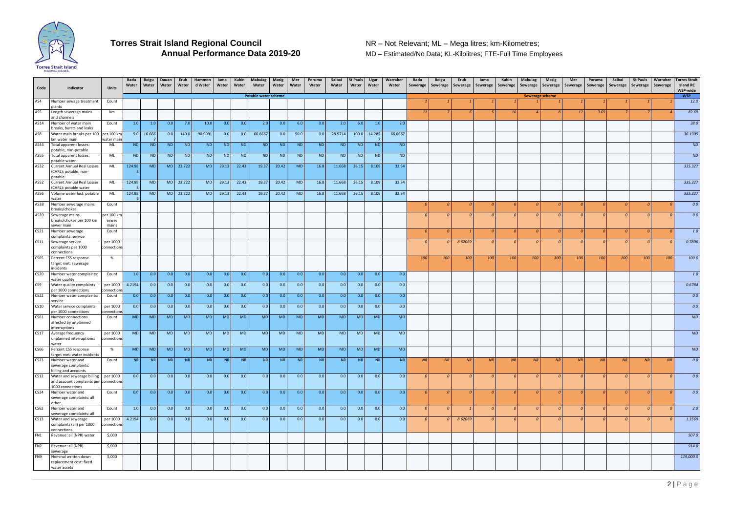# Torres Strait Island Regional Council

## Annual Performance Data 2019-20

NR – Not Relevant; ML – Mega litres; km-Kilometres;
MD – Estimated/No Data; KL-Kilolitres; FTE-Full Time Employees

| Code | Indicator | Units | Badu Water | Boigu Water | Dauan Water | Erub Water | Hammond Water | Iama Water | Kubin Water | Mabuiag Water | Masig Water | Mer Water | Poruma Water | Saibai Water | St Pauls Water | Ugar Water | Warraber Water | Badu Sewerage | Boigu Sewerage | Erub Sewerage | Iama Sewerage | Kubin Sewerage | Mabuiag Sewerage | Masig Sewerage | Mer Sewerage | Poruma Sewerage | Saibai Sewerage | St Pauls Sewerage | Warraber Sewerage | Torres Strait Island RC WSP-wide |
|---|---|---|---|---|---|---|---|---|---|---|---|---|---|---|---|---|---|---|---|---|---|---|---|---|---|---|---|---|---|---|
| | | | Potable water scheme | | | | | | | | | | | | | | | Sewerage scheme | | | | | | | | | | | | WSP |
| AS4 | Number sewage treatment plants | Count | | | | | | | | | | | | | | | | 1 | 1 | 1 | 1 | 1 | 1 | 1 | 1 | 1 | 1 | 1 | 1 | 12.0 |
| AS5 | Length sewerage mains and channels | km | | | | | | | | | | | | | | | | 11 | 7 | 6 | 5 | 10 | 4 | 6 | 12 | 3.69 | 7 | 7 | 4 | 82.69 |
| AS14 | Number of water main breaks, bursts and leaks | Count | 1.0 | 1.0 | 0.0 | 7.0 | 10.0 | 0.0 | 0.0 | 2.0 | 0.0 | 6.0 | 0.0 | 2.0 | 6.0 | 1.0 | 2.0 | | | | | | | | | | | | | 38.0 |
| AS8 | Water main breaks per 100 km water main | per 100 km water main | 5.0 | 16.6667 | 0.0 | 140.0 | 90.9091 | 0.0 | 0.0 | 66.6667 | 0.0 | 50.0 | 0.0 | 28.5714 | 100.0 | 14.2857 | 66.6667 | | | | | | | | | | | | | 36.1905 |
| AS44 | Total apparent losses: potable, non-potable | ML | ND | ND | ND | ND | ND | ND | ND | ND | ND | ND | ND | ND | ND | ND | ND | | | | | | | | | | | | | ND |
| AS55 | Total apparent losses: potable water | ML | ND | ND | ND | ND | ND | ND | ND | ND | ND | ND | ND | ND | ND | ND | ND | | | | | | | | | | | | | ND |
| AS32 | Current Annual Real Losses (CARL): potable, non-potable | ML | 124.988 | MD | MD | 23.722 | MD | 29.13 | 22.43 | 19.37 | 20.42 | MD | 16.8 | 11.668 | 26.15 | 8.109 | 32.54 | | | | | | | | | | | | | 335.327 |
| AS52 | Current Annual Real Losses (CARL): potable water | ML | 124.988 | MD | MD | 23.722 | MD | 29.13 | 22.43 | 19.37 | 20.42 | MD | 16.8 | 11.668 | 26.15 | 8.109 | 32.54 | | | | | | | | | | | | | 335.327 |
| AS56 | Volume water lost: potable water | ML | 124.988 | MD | MD | 23.722 | MD | 29.13 | 22.43 | 19.37 | 20.42 | MD | 16.8 | 11.668 | 26.15 | 8.109 | 32.54 | | | | | | | | | | | | | 335.327 |
| AS38 | Number sewerage mains breaks/chokes | Count | | | | | | | | | | | | | | | | 0 | 0 | 0 | 0 | 0 | 0 | 0 | 0 | 0 | 0 | 0 | 0 | 0.0 |
| AS39 | Sewerage mains breaks/chokes per 100 km sewer main | per 100 km sewer mains | | | | | | | | | | | | | | | | 0 | 0 | 0 | 0 | 0 | 0 | 0 | 0 | 0 | 0 | 0 | 0 | 0.0 |
| CS21 | Number sewerage complaints: service | Count | | | | | | | | | | | | | | | | 0 | 0 | 1 | 0 | 0 | 0 | 0 | 0 | 0 | 0 | 0 | 0 | 1.0 |
| CS11 | Sewerage service complaints per 1000 connections | per 1000 connections | | | | | | | | | | | | | | | | 0 | 0 | 8.62069 | 0 | 0 | 0 | 0 | 0 | 0 | 0 | 0 | 0 | 0.7806 |
| CS65 | Percent CSS response target met: sewerage incidents | % | | | | | | | | | | | | | | | | 100 | 100 | 100 | 100 | 100 | 100 | 100 | 100 | 100 | 100 | 100 | 100 | 100.0 |
| CS20 | Number water complaints: water quality | Count | 1.0 | 0.0 | 0.0 | 0.0 | 0.0 | 0.0 | 0.0 | 0.0 | 0.0 | 0.0 | 0.0 | 0.0 | 0.0 | 0.0 | 0.0 | | | | | | | | | | | | | 1.0 |
| CS9 | Water quality complaints per 1000 connections | per 1000 connections | 4.2194 | 0.0 | 0.0 | 0.0 | 0.0 | 0.0 | 0.0 | 0.0 | 0.0 | 0.0 | 0.0 | 0.0 | 0.0 | 0.0 | 0.0 | | | | | | | | | | | | | 0.6784 |
| CS22 | Number water complaints: service | Count | 0.0 | 0.0 | 0.0 | 0.0 | 0.0 | 0.0 | 0.0 | 0.0 | 0.0 | 0.0 | 0.0 | 0.0 | 0.0 | 0.0 | 0.0 | | | | | | | | | | | | | 0.0 |
| CS10 | Water service complaints per 1000 connections | per 1000 connections | 0.0 | 0.0 | 0.0 | 0.0 | 0.0 | 0.0 | 0.0 | 0.0 | 0.0 | 0.0 | 0.0 | 0.0 | 0.0 | 0.0 | 0.0 | | | | | | | | | | | | | 0.0 |
| CS61 | Number connections affected by unplanned interruptions | Count | MD | MD | MD | MD | MD | MD | MD | MD | MD | MD | MD | MD | MD | MD | MD | | | | | | | | | | | | | MD |
| CS17 | Average frequency unplanned interruptions: water | per 1000 connections | MD | MD | MD | MD | MD | MD | MD | MD | MD | MD | MD | MD | MD | MD | MD | | | | | | | | | | | | | MD |
| CS66 | Percent CSS response target met: water incidents | % | MD | MD | MD | MD | MD | MD | MD | MD | MD | MD | MD | MD | MD | MD | MD | | | | | | | | | | | | | MD |
| CS23 | Number water and sewerage complaints: billing and accounts | Count | NR | NR | NR | NR | NR | NR | NR | NR | NR | NR | NR | NR | NR | NR | NR | NR | NR | NR | NR | NR | NR | NR | NR | NR | NR | NR | NR | 0.0 |
| CS12 | Water and sewerage billing and account complaints per 1000 connections | per 1000 connections | 0.0 | 0.0 | 0.0 | 0.0 | 0.0 | 0.0 | 0.0 | 0.0 | 0.0 | 0.0 | 0.0 | 0.0 | 0.0 | 0.0 | 0.0 | 0 | 0 | 0 | 0 | 0 | 0 | 0 | 0 | 0 | 0 | 0 | 0 | 0.0 |
| CS24 | Number water and sewerage complaints: all other | Count | 0.0 | 0.0 | 0.0 | 0.0 | 0.0 | 0.0 | 0.0 | 0.0 | 0.0 | 0.0 | 0.0 | 0.0 | 0.0 | 0.0 | 0.0 | 0 | 0 | 0 | 0 | 0 | 0 | 0 | 0 | 0 | 0 | 0 | 0 | 0.0 |
| CS62 | Number water and sewerage complaints: all | Count | 1.0 | 0.0 | 0.0 | 0.0 | 0.0 | 0.0 | 0.0 | 0.0 | 0.0 | 0.0 | 0.0 | 0.0 | 0.0 | 0.0 | 0.0 | 0 | 0 | 1 | 0 | 0 | 0 | 0 | 0 | 0 | 0 | 0 | 0 | 2.0 |
| CS13 | Water and sewerage complaints (all) per 1000 connections | per 1000 connections | 4.2194 | 0.0 | 0.0 | 0.0 | 0.0 | 0.0 | 0.0 | 0.0 | 0.0 | 0.0 | 0.0 | 0.0 | 0.0 | 0.0 | 0.0 | 0 | 0 | 8.62069 | 0 | 0 | 0 | 0 | 0 | 0 | 0 | 0 | 0 | 1.3569 |
| FN1 | Revenue: all (NPR) water | $,000 | | | | | | | | | | | | | | | | | | | | | | | | | | | | 507.0 |
| FN2 | Revenue: all (NPR) sewerage | $,000 | | | | | | | | | | | | | | | | | | | | | | | | | | | | 914.0 |
| FN9 | Nominal written down replacement cost: fixed water assets | $,000 | | | | | | | | | | | | | | | | | | | | | | | | | | | | 119,000.0 |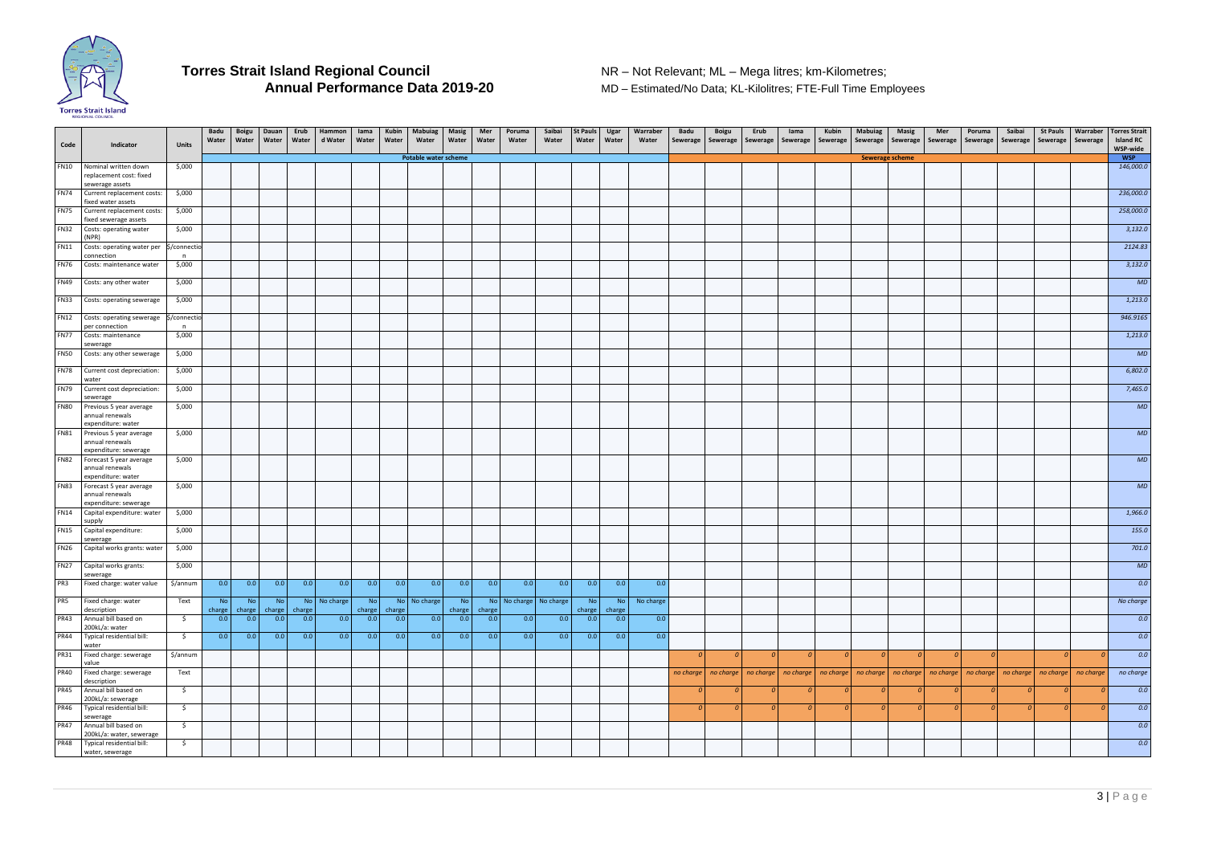# Torres Strait Island Regional Council
## Annual Performance Data 2019-20

NR – Not Relevant; ML – Mega litres; km-Kilometres;
MD – Estimated/No Data; KL-Kilolitres; FTE-Full Time Employees

| Code | Indicator | Units | Badu Water | Boigu Water | Dauan Water | Erub Water | Hammond Water | Iama Water | Kubin Water | Mabuiag Water | Masig Water | Mer Water | Poruma Water | Saibai Water | St Pauls Water | Ugar Water | Warraber Water | Badu Sewerage | Boigu Sewerage | Erub Sewerage | Iama Sewerage | Kubin Sewerage | Mabuiag Sewerage | Masig Sewerage | Mer Sewerage | Poruma Sewerage | Saibai Sewerage | St Pauls Sewerage | Warraber Sewerage | Torres Strait Island RC WSP-wide |
|---|---|---|---|---|---|---|---|---|---|---|---|---|---|---|---|---|---|---|---|---|---|---|---|---|---|---|---|---|---|---|
| | | | Potable water scheme | | | | | | | | | | | | | | | Sewerage scheme | | | | | | | | | | | | WSP |
| FN10 | Nominal written down replacement cost: fixed sewerage assets | $,000 | | | | | | | | | | | | | | | | | | | | | | | | | | | | 146,000.0 |
| FN74 | Current replacement costs: fixed water assets | $,000 | | | | | | | | | | | | | | | | | | | | | | | | | | | | 236,000.0 |
| FN75 | Current replacement costs: fixed sewerage assets | $,000 | | | | | | | | | | | | | | | | | | | | | | | | | | | | 258,000.0 |
| FN32 | Costs: operating water (NPR) | $,000 | | | | | | | | | | | | | | | | | | | | | | | | | | | | 3,132.0 |
| FN11 | Costs: operating water per connection | $/connection | | | | | | | | | | | | | | | | | | | | | | | | | | | | 2124.83 |
| FN76 | Costs: maintenance water | $,000 | | | | | | | | | | | | | | | | | | | | | | | | | | | | 3,132.0 |
| FN49 | Costs: any other water | $,000 | | | | | | | | | | | | | | | | | | | | | | | | | | | | MD |
| FN33 | Costs: operating sewerage | $,000 | | | | | | | | | | | | | | | | | | | | | | | | | | | | 1,213.0 |
| FN12 | Costs: operating sewerage per connection | $/connection | | | | | | | | | | | | | | | | | | | | | | | | | | | | 946.9165 |
| FN77 | Costs: maintenance sewerage | $,000 | | | | | | | | | | | | | | | | | | | | | | | | | | | | 1,213.0 |
| FN50 | Costs: any other sewerage | $,000 | | | | | | | | | | | | | | | | | | | | | | | | | | | | MD |
| FN78 | Current cost depreciation: water | $,000 | | | | | | | | | | | | | | | | | | | | | | | | | | | | 6,802.0 |
| FN79 | Current cost depreciation: sewerage | $,000 | | | | | | | | | | | | | | | | | | | | | | | | | | | | 7,465.0 |
| FN80 | Previous 5 year average annual renewals expenditure: water | $,000 | | | | | | | | | | | | | | | | | | | | | | | | | | | | MD |
| FN81 | Previous 5 year average annual renewals expenditure: sewerage | $,000 | | | | | | | | | | | | | | | | | | | | | | | | | | | | MD |
| FN82 | Forecast 5 year average annual renewals expenditure: water | $,000 | | | | | | | | | | | | | | | | | | | | | | | | | | | | MD |
| FN83 | Forecast 5 year average annual renewals expenditure: sewerage | $,000 | | | | | | | | | | | | | | | | | | | | | | | | | | | | MD |
| FN14 | Capital expenditure: water supply | $,000 | | | | | | | | | | | | | | | | | | | | | | | | | | | | 1,966.0 |
| FN15 | Capital expenditure: sewerage | $,000 | | | | | | | | | | | | | | | | | | | | | | | | | | | | 155.0 |
| FN26 | Capital works grants: water | $,000 | | | | | | | | | | | | | | | | | | | | | | | | | | | | 701.0 |
| FN27 | Capital works grants: sewerage | $,000 | | | | | | | | | | | | | | | | | | | | | | | | | | | | MD |
| PR3 | Fixed charge: water value | $/annum | 0.0 | 0.0 | 0.0 | 0.0 | 0.0 | 0.0 | 0.0 | 0.0 | 0.0 | 0.0 | 0.0 | 0.0 | 0.0 | 0.0 | 0.0 | | | | | | | | | | | | | 0.0 |
| PR5 | Fixed charge: water description | Text | No charge | No charge | No charge | No charge | No charge | No charge | No charge | No charge | No charge | No charge | No charge | No charge | No charge | No charge | No charge | | | | | | | | | | | | | No charge |
| PR43 | Annual bill based on 200kL/a: water | $ | 0.0 | 0.0 | 0.0 | 0.0 | 0.0 | 0.0 | 0.0 | 0.0 | 0.0 | 0.0 | 0.0 | 0.0 | 0.0 | 0.0 | 0.0 | | | | | | | | | | | | | 0.0 |
| PR44 | Typical residential bill: water | $ | 0.0 | 0.0 | 0.0 | 0.0 | 0.0 | 0.0 | 0.0 | 0.0 | 0.0 | 0.0 | 0.0 | 0.0 | 0.0 | 0.0 | 0.0 | | | | | | | | | | | | | 0.0 |
| PR31 | Fixed charge: sewerage value | $/annum | | | | | | | | | | | | | | | | 0 | 0 | 0 | 0 | 0 | 0 | 0 | 0 | 0 | | 0 | 0 | 0.0 |
| PR40 | Fixed charge: sewerage description | Text | | | | | | | | | | | | | | | | no charge | no charge | no charge | no charge | no charge | no charge | no charge | no charge | no charge | no charge | no charge | no charge | no charge |
| PR45 | Annual bill based on 200kL/a: sewerage | $ | | | | | | | | | | | | | | | | 0 | 0 | 0 | 0 | 0 | 0 | 0 | 0 | 0 | 0 | 0 | 0 | 0.0 |
| PR46 | Typical residential bill: sewerage | $ | | | | | | | | | | | | | | | | 0 | 0 | 0 | 0 | 0 | 0 | 0 | 0 | 0 | 0 | 0 | 0 | 0.0 |
| PR47 | Annual bill based on 200kL/a: water, sewerage | $ | | | | | | | | | | | | | | | | | | | | | | | | | | | | 0.0 |
| PR48 | Typical residential bill: water, sewerage | $ | | | | | | | | | | | | | | | | | | | | | | | | | | | | 0.0 |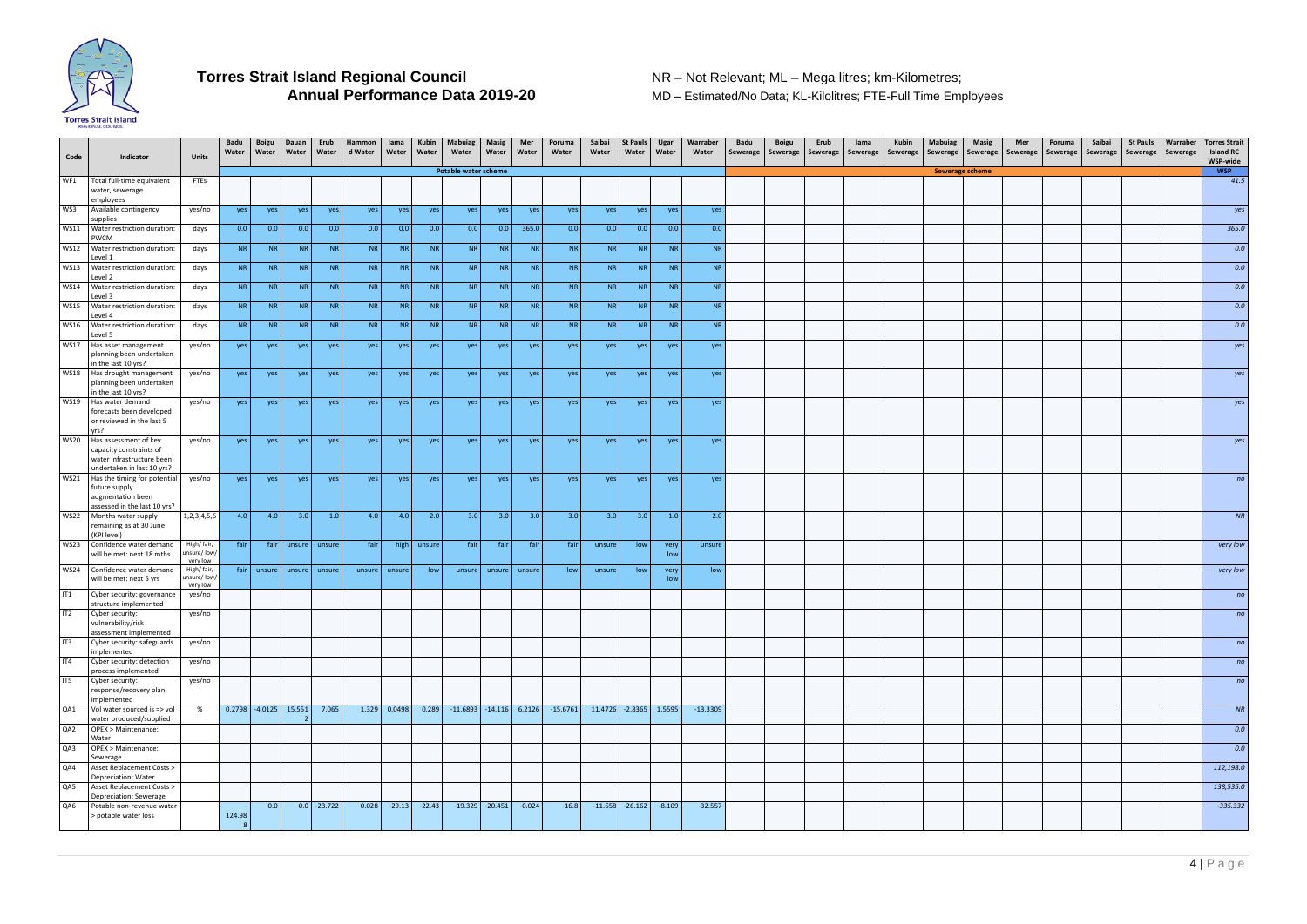# Torres Strait Island Regional Council
## Annual Performance Data 2019-20

NR – Not Relevant; ML – Mega litres; km-Kilometres;
MD – Estimated/No Data; KL-Kilolitres; FTE-Full Time Employees

| Code | Indicator | Units | Badu Water | Boigu Water | Dauan Water | Erub Water | Hammond Water | Iama Water | Kubin Water | Mabuiag Water | Masig Water | Mer Water | Poruma Water | Saibai Water | St Pauls Water | Ugar Water | Warraber Water | Badu Sewerage | Boigu Sewerage | Erub Sewerage | Iama Sewerage | Kubin Sewerage | Mabuiag Sewerage | Masig Sewerage | Mer Sewerage | Poruma Sewerage | Saibai Sewerage | St Pauls Sewerage | Warraber Sewerage | Torres Strait Island RC WSP-wide |
|---|---|---|---|---|---|---|---|---|---|---|---|---|---|---|---|---|---|---|---|---|---|---|---|---|---|---|---|---|---|---|
| | | | Potable water scheme | | | | | | | | | | | | | | | Sewerage scheme | | | | | | | | | | | | WSP |
| WF1 | Total full-time equivalent water, sewerage employees | FTEs | | | | | | | | | | | | | | | | | | | | | | | | | | | | 41.5 |
| WS3 | Available contingency supplies | yes/no | yes | yes | yes | yes | yes | yes | yes | yes | yes | yes | yes | yes | yes | yes | yes | | | | | | | | | | | | | yes |
| WS11 | Water restriction duration: PWCM | days | 0.0 | 0.0 | 0.0 | 0.0 | 0.0 | 0.0 | 0.0 | 0.0 | 0.0 | 365.0 | 0.0 | 0.0 | 0.0 | 0.0 | 0.0 | | | | | | | | | | | | | 365.0 |
| WS12 | Water restriction duration: Level 1 | days | NR | NR | NR | NR | NR | NR | NR | NR | NR | NR | NR | NR | NR | NR | NR | | | | | | | | | | | | | 0.0 |
| WS13 | Water restriction duration: Level 2 | days | NR | NR | NR | NR | NR | NR | NR | NR | NR | NR | NR | NR | NR | NR | NR | | | | | | | | | | | | | 0.0 |
| WS14 | Water restriction duration: Level 3 | days | NR | NR | NR | NR | NR | NR | NR | NR | NR | NR | NR | NR | NR | NR | NR | | | | | | | | | | | | | 0.0 |
| WS15 | Water restriction duration: Level 4 | days | NR | NR | NR | NR | NR | NR | NR | NR | NR | NR | NR | NR | NR | NR | NR | | | | | | | | | | | | | 0.0 |
| WS16 | Water restriction duration: Level 5 | days | NR | NR | NR | NR | NR | NR | NR | NR | NR | NR | NR | NR | NR | NR | NR | | | | | | | | | | | | | 0.0 |
| WS17 | Has asset management planning been undertaken in the last 10 yrs? | yes/no | yes | yes | yes | yes | yes | yes | yes | yes | yes | yes | yes | yes | yes | yes | yes | | | | | | | | | | | | | yes |
| WS18 | Has drought management planning been undertaken in the last 10 yrs? | yes/no | yes | yes | yes | yes | yes | yes | yes | yes | yes | yes | yes | yes | yes | yes | yes | | | | | | | | | | | | | yes |
| WS19 | Has water demand forecasts been developed or reviewed in the last 5 yrs? | yes/no | yes | yes | yes | yes | yes | yes | yes | yes | yes | yes | yes | yes | yes | yes | yes | | | | | | | | | | | | | yes |
| WS20 | Has assessment of key capacity constraints of water infrastructure been undertaken in last 10 yrs? | yes/no | yes | yes | yes | yes | yes | yes | yes | yes | yes | yes | yes | yes | yes | yes | yes | | | | | | | | | | | | | yes |
| WS21 | Has the timing for potential future supply augmentation been assessed in the last 10 yrs? | yes/no | yes | yes | yes | yes | yes | yes | yes | yes | yes | yes | yes | yes | yes | yes | yes | | | | | | | | | | | | | no |
| WS22 | Months water supply remaining as at 30 June (KPI level) | 1,2,3,4,5,6 | 4.0 | 4.0 | 3.0 | 1.0 | 4.0 | 4.0 | 2.0 | 3.0 | 3.0 | 3.0 | 3.0 | 3.0 | 3.0 | 1.0 | 2.0 | | | | | | | | | | | | | NR |
| WS23 | Confidence water demand will be met: next 18 mths | High/ fair, unsure/ low/ very low | fair | fair | unsure | unsure | fair | high | unsure | fair | fair | fair | fair | unsure | low | very low | unsure | | | | | | | | | | | | | very low |
| WS24 | Confidence water demand will be met: next 5 yrs | High/ fair, unsure/ low/ very low | fair | unsure | unsure | unsure | unsure | unsure | low | unsure | unsure | unsure | low | unsure | low | very low | low | | | | | | | | | | | | | very low |
| IT1 | Cyber security: governance structure implemented | yes/no | | | | | | | | | | | | | | | | | | | | | | | | | | | | no |
| IT2 | Cyber security: vulnerability/risk assessment implemented | yes/no | | | | | | | | | | | | | | | | | | | | | | | | | | | | no |
| IT3 | Cyber security: safeguards implemented | yes/no | | | | | | | | | | | | | | | | | | | | | | | | | | | | no |
| IT4 | Cyber security: detection process implemented | yes/no | | | | | | | | | | | | | | | | | | | | | | | | | | | | no |
| IT5 | Cyber security: response/recovery plan implemented | yes/no | | | | | | | | | | | | | | | | | | | | | | | | | | | | no |
| QA1 | Vol water sourced is => vol water produced/supplied | % | 0.2798 | -4.0125 | 15.5512 | 7.065 | 1.329 | 0.0498 | 0.289 | -11.6893 | -14.116 | 6.2126 | -15.6761 | 11.4726 | -2.8365 | 1.5595 | -13.3309 | | | | | | | | | | | | | NR |
| QA2 | OPEX > Maintenance: Water | | | | | | | | | | | | | | | | | | | | | | | | | | | | | 0.0 |
| QA3 | OPEX > Maintenance: Sewerage | | | | | | | | | | | | | | | | | | | | | | | | | | | | | 0.0 |
| QA4 | Asset Replacement Costs > Depreciation: Water | | | | | | | | | | | | | | | | | | | | | | | | | | | | | 112,198.0 |
| QA5 | Asset Replacement Costs > Depreciation: Sewerage | | | | | | | | | | | | | | | | | | | | | | | | | | | | | 138,535.0 |
| QA6 | Potable non-revenue water > potable water loss | | -124.988 | 0.0 | 0.0 | -23.722 | 0.028 | -29.13 | -22.43 | -19.329 | -20.451 | -0.024 | -16.8 | -11.658 | -26.162 | -8.109 | -32.557 | | | | | | | | | | | | | -335.332 |